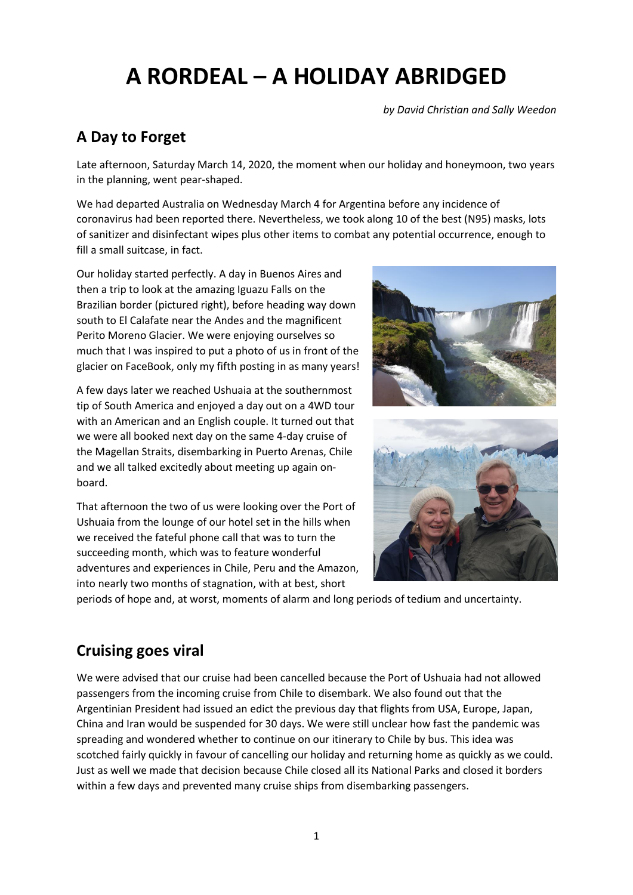# A RORDEAL – A HOLIDAY ABRIDGED

*by David Christian and Sally Weedon*

## A Day to Forget

Late afternoon, Saturday March 14, 2020, the moment when our holiday and honeymoon, two years in the planning, went pear-shaped.

We had departed Australia on Wednesday March 4 for Argentina before any incidence of coronavirus had been reported there. Nevertheless, we took along 10 of the best (N95) masks, lots of sanitizer and disinfectant wipes plus other items to combat any potential occurrence, enough to fill a small suitcase, in fact.

Our holiday started perfectly. A day in Buenos Aires and then a trip to look at the amazing Iguazu Falls on the Brazilian border (pictured right), before heading way down south to El Calafate near the Andes and the magnificent Perito Moreno Glacier. We were enjoying ourselves so much that I was inspired to put a photo of us in front of the glacier on FaceBook, only my fifth posting in as many years!

A few days later we reached Ushuaia at the southernmost tip of South America and enjoyed a day out on a 4WD tour with an American and an English couple. It turned out that we were all booked next day on the same 4-day cruise of the Magellan Straits, disembarking in Puerto Arenas, Chile and we all talked excitedly about meeting up again on-board.

That afternoon the two of us were looking over the Port of Ushuaia from the lounge of our hotel set in the hills when we received the fateful phone call that was to turn the succeeding month, which was to feature wonderful adventures and experiences in Chile, Peru and the Amazon, into nearly two months of stagnation, with at best, short periods of hope and, at worst, moments of alarm and long periods of tedium and uncertainty.

## Cruising goes viral

We were advised that our cruise had been cancelled because the Port of Ushuaia had not allowed passengers from the incoming cruise from Chile to disembark. We also found out that the Argentinian President had issued an edict the previous day that flights from USA, Europe, Japan, China and Iran would be suspended for 30 days. We were still unclear how fast the pandemic was spreading and wondered whether to continue on our itinerary to Chile by bus. This idea was scotched fairly quickly in favour of cancelling our holiday and returning home as quickly as we could. Just as well we made that decision because Chile closed all its National Parks and closed it borders within a few days and prevented many cruise ships from disembarking passengers.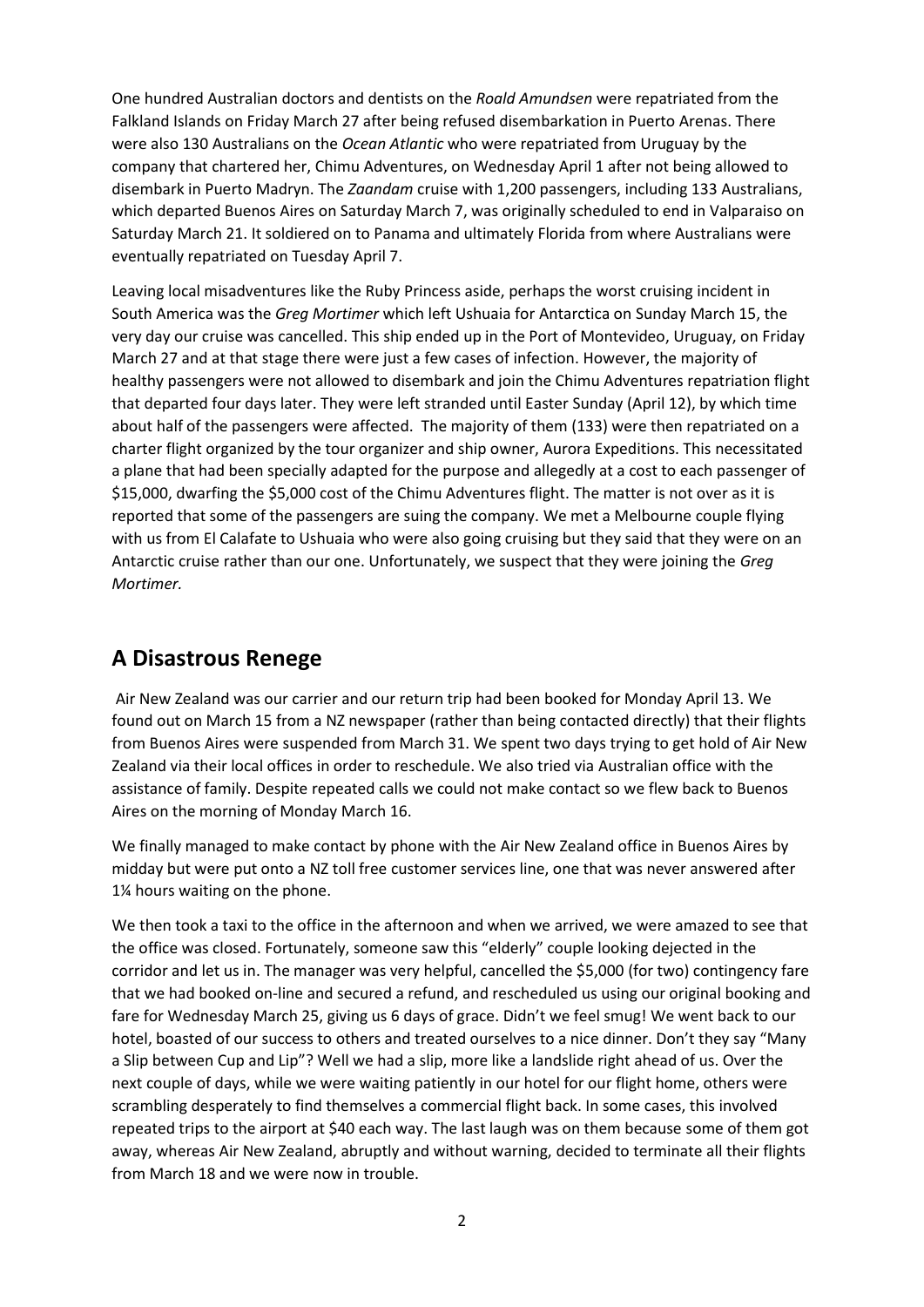One hundred Australian doctors and dentists on the *Roald Amundsen* were repatriated from the Falkland Islands on Friday March 27 after being refused disembarkation in Puerto Arenas. There were also 130 Australians on the *Ocean Atlantic* who were repatriated from Uruguay by the company that chartered her, Chimu Adventures, on Wednesday April 1 after not being allowed to disembark in Puerto Madryn. The *Zaandam* cruise with 1,200 passengers, including 133 Australians, which departed Buenos Aires on Saturday March 7, was originally scheduled to end in Valparaiso on Saturday March 21. It soldiered on to Panama and ultimately Florida from where Australians were eventually repatriated on Tuesday April 7.

Leaving local misadventures like the Ruby Princess aside, perhaps the worst cruising incident in South America was the *Greg Mortimer* which left Ushuaia for Antarctica on Sunday March 15, the very day our cruise was cancelled. This ship ended up in the Port of Montevideo, Uruguay, on Friday March 27 and at that stage there were just a few cases of infection. However, the majority of healthy passengers were not allowed to disembark and join the Chimu Adventures repatriation flight that departed four days later. They were left stranded until Easter Sunday (April 12), by which time about half of the passengers were affected. The majority of them (133) were then repatriated on a charter flight organized by the tour organizer and ship owner, Aurora Expeditions. This necessitated a plane that had been specially adapted for the purpose and allegedly at a cost to each passenger of $15,000, dwarfing the $5,000 cost of the Chimu Adventures flight. The matter is not over as it is reported that some of the passengers are suing the company. We met a Melbourne couple flying with us from El Calafate to Ushuaia who were also going cruising but they said that they were on an Antarctic cruise rather than our one. Unfortunately, we suspect that they were joining the *Greg Mortimer.*

## A Disastrous Renege

Air New Zealand was our carrier and our return trip had been booked for Monday April 13. We found out on March 15 from a NZ newspaper (rather than being contacted directly) that their flights from Buenos Aires were suspended from March 31. We spent two days trying to get hold of Air New Zealand via their local offices in order to reschedule. We also tried via Australian office with the assistance of family. Despite repeated calls we could not make contact so we flew back to Buenos Aires on the morning of Monday March 16.

We finally managed to make contact by phone with the Air New Zealand office in Buenos Aires by midday but were put onto a NZ toll free customer services line, one that was never answered after 1¼ hours waiting on the phone.

We then took a taxi to the office in the afternoon and when we arrived, we were amazed to see that the office was closed. Fortunately, someone saw this "elderly" couple looking dejected in the corridor and let us in. The manager was very helpful, cancelled the $5,000 (for two) contingency fare that we had booked on-line and secured a refund, and rescheduled us using our original booking and fare for Wednesday March 25, giving us 6 days of grace. Didn't we feel smug! We went back to our hotel, boasted of our success to others and treated ourselves to a nice dinner. Don't they say "Many a Slip between Cup and Lip"? Well we had a slip, more like a landslide right ahead of us. Over the next couple of days, while we were waiting patiently in our hotel for our flight home, others were scrambling desperately to find themselves a commercial flight back. In some cases, this involved repeated trips to the airport at $40 each way. The last laugh was on them because some of them got away, whereas Air New Zealand, abruptly and without warning, decided to terminate all their flights from March 18 and we were now in trouble.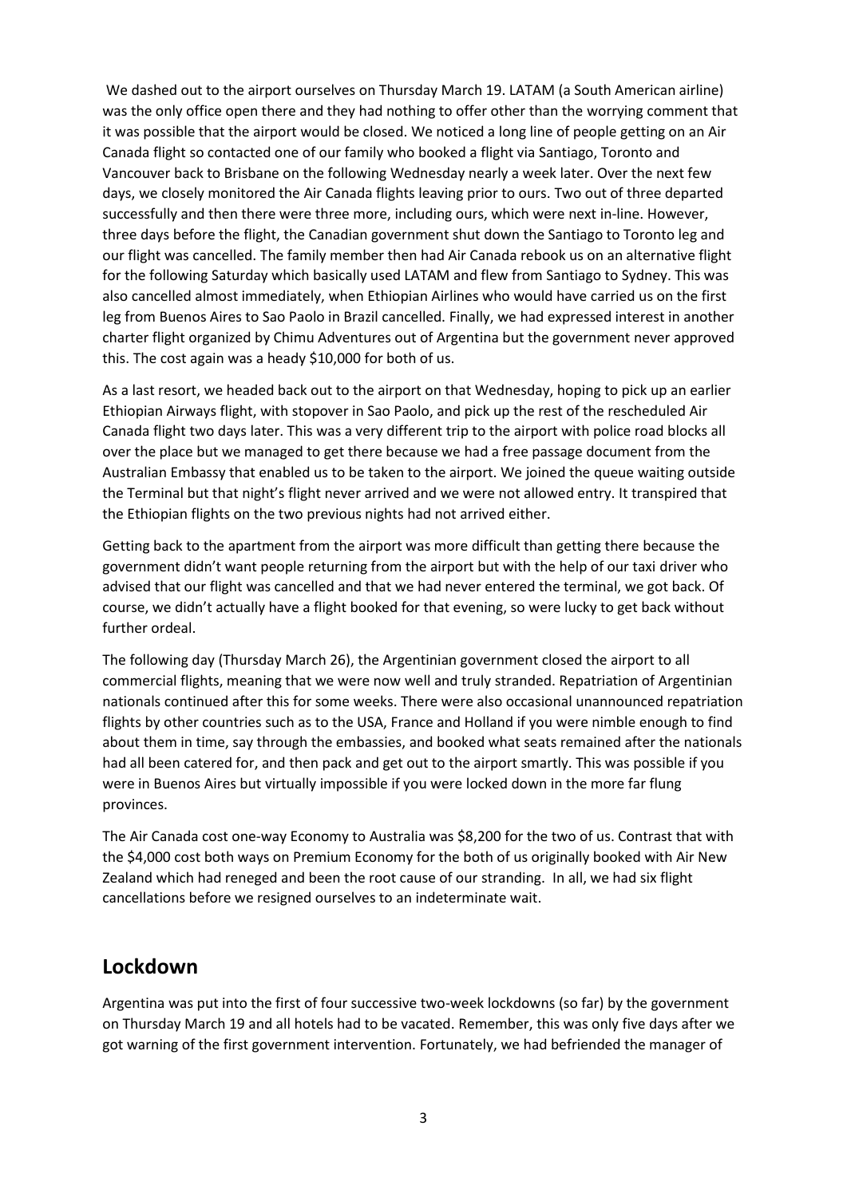We dashed out to the airport ourselves on Thursday March 19. LATAM (a South American airline) was the only office open there and they had nothing to offer other than the worrying comment that it was possible that the airport would be closed. We noticed a long line of people getting on an Air Canada flight so contacted one of our family who booked a flight via Santiago, Toronto and Vancouver back to Brisbane on the following Wednesday nearly a week later. Over the next few days, we closely monitored the Air Canada flights leaving prior to ours. Two out of three departed successfully and then there were three more, including ours, which were next in-line. However, three days before the flight, the Canadian government shut down the Santiago to Toronto leg and our flight was cancelled. The family member then had Air Canada rebook us on an alternative flight for the following Saturday which basically used LATAM and flew from Santiago to Sydney. This was also cancelled almost immediately, when Ethiopian Airlines who would have carried us on the first leg from Buenos Aires to Sao Paolo in Brazil cancelled. Finally, we had expressed interest in another charter flight organized by Chimu Adventures out of Argentina but the government never approved this. The cost again was a heady $10,000 for both of us.

As a last resort, we headed back out to the airport on that Wednesday, hoping to pick up an earlier Ethiopian Airways flight, with stopover in Sao Paolo, and pick up the rest of the rescheduled Air Canada flight two days later. This was a very different trip to the airport with police road blocks all over the place but we managed to get there because we had a free passage document from the Australian Embassy that enabled us to be taken to the airport. We joined the queue waiting outside the Terminal but that night's flight never arrived and we were not allowed entry. It transpired that the Ethiopian flights on the two previous nights had not arrived either.

Getting back to the apartment from the airport was more difficult than getting there because the government didn't want people returning from the airport but with the help of our taxi driver who advised that our flight was cancelled and that we had never entered the terminal, we got back. Of course, we didn't actually have a flight booked for that evening, so were lucky to get back without further ordeal.

The following day (Thursday March 26), the Argentinian government closed the airport to all commercial flights, meaning that we were now well and truly stranded. Repatriation of Argentinian nationals continued after this for some weeks. There were also occasional unannounced repatriation flights by other countries such as to the USA, France and Holland if you were nimble enough to find about them in time, say through the embassies, and booked what seats remained after the nationals had all been catered for, and then pack and get out to the airport smartly. This was possible if you were in Buenos Aires but virtually impossible if you were locked down in the more far flung provinces.

The Air Canada cost one-way Economy to Australia was $8,200 for the two of us. Contrast that with the $4,000 cost both ways on Premium Economy for the both of us originally booked with Air New Zealand which had reneged and been the root cause of our stranding. In all, we had six flight cancellations before we resigned ourselves to an indeterminate wait.

## Lockdown

Argentina was put into the first of four successive two-week lockdowns (so far) by the government on Thursday March 19 and all hotels had to be vacated. Remember, this was only five days after we got warning of the first government intervention. Fortunately, we had befriended the manager of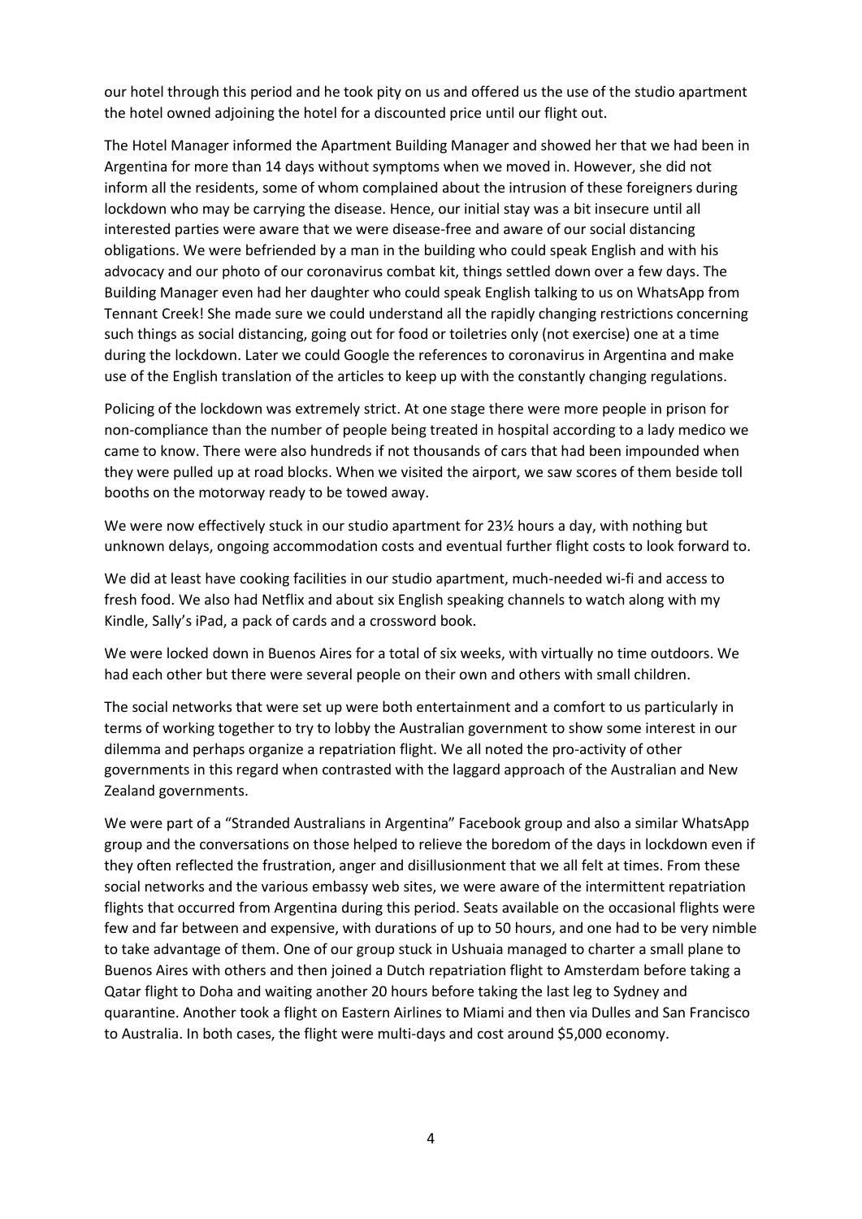our hotel through this period and he took pity on us and offered us the use of the studio apartment the hotel owned adjoining the hotel for a discounted price until our flight out.

The Hotel Manager informed the Apartment Building Manager and showed her that we had been in Argentina for more than 14 days without symptoms when we moved in. However, she did not inform all the residents, some of whom complained about the intrusion of these foreigners during lockdown who may be carrying the disease. Hence, our initial stay was a bit insecure until all interested parties were aware that we were disease-free and aware of our social distancing obligations. We were befriended by a man in the building who could speak English and with his advocacy and our photo of our coronavirus combat kit, things settled down over a few days. The Building Manager even had her daughter who could speak English talking to us on WhatsApp from Tennant Creek! She made sure we could understand all the rapidly changing restrictions concerning such things as social distancing, going out for food or toiletries only (not exercise) one at a time during the lockdown. Later we could Google the references to coronavirus in Argentina and make use of the English translation of the articles to keep up with the constantly changing regulations.

Policing of the lockdown was extremely strict. At one stage there were more people in prison for non-compliance than the number of people being treated in hospital according to a lady medico we came to know. There were also hundreds if not thousands of cars that had been impounded when they were pulled up at road blocks. When we visited the airport, we saw scores of them beside toll booths on the motorway ready to be towed away.

We were now effectively stuck in our studio apartment for 23½ hours a day, with nothing but unknown delays, ongoing accommodation costs and eventual further flight costs to look forward to.

We did at least have cooking facilities in our studio apartment, much-needed wi-fi and access to fresh food. We also had Netflix and about six English speaking channels to watch along with my Kindle, Sally's iPad, a pack of cards and a crossword book.

We were locked down in Buenos Aires for a total of six weeks, with virtually no time outdoors. We had each other but there were several people on their own and others with small children.

The social networks that were set up were both entertainment and a comfort to us particularly in terms of working together to try to lobby the Australian government to show some interest in our dilemma and perhaps organize a repatriation flight. We all noted the pro-activity of other governments in this regard when contrasted with the laggard approach of the Australian and New Zealand governments.

We were part of a "Stranded Australians in Argentina" Facebook group and also a similar WhatsApp group and the conversations on those helped to relieve the boredom of the days in lockdown even if they often reflected the frustration, anger and disillusionment that we all felt at times. From these social networks and the various embassy web sites, we were aware of the intermittent repatriation flights that occurred from Argentina during this period. Seats available on the occasional flights were few and far between and expensive, with durations of up to 50 hours, and one had to be very nimble to take advantage of them. One of our group stuck in Ushuaia managed to charter a small plane to Buenos Aires with others and then joined a Dutch repatriation flight to Amsterdam before taking a Qatar flight to Doha and waiting another 20 hours before taking the last leg to Sydney and quarantine. Another took a flight on Eastern Airlines to Miami and then via Dulles and San Francisco to Australia. In both cases, the flight were multi-days and cost around $5,000 economy.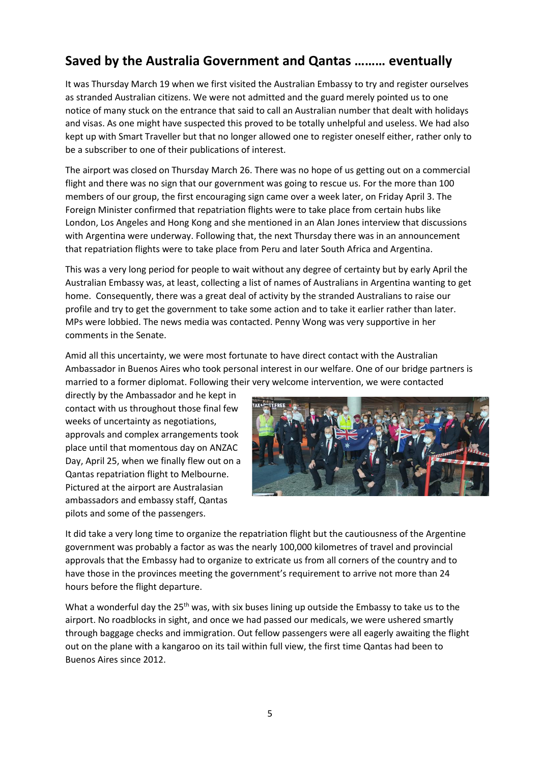## Saved by the Australia Government and Qantas ……… eventually

It was Thursday March 19 when we first visited the Australian Embassy to try and register ourselves as stranded Australian citizens. We were not admitted and the guard merely pointed us to one notice of many stuck on the entrance that said to call an Australian number that dealt with holidays and visas. As one might have suspected this proved to be totally unhelpful and useless. We had also kept up with Smart Traveller but that no longer allowed one to register oneself either, rather only to be a subscriber to one of their publications of interest.

The airport was closed on Thursday March 26. There was no hope of us getting out on a commercial flight and there was no sign that our government was going to rescue us. For the more than 100 members of our group, the first encouraging sign came over a week later, on Friday April 3. The Foreign Minister confirmed that repatriation flights were to take place from certain hubs like London, Los Angeles and Hong Kong and she mentioned in an Alan Jones interview that discussions with Argentina were underway. Following that, the next Thursday there was in an announcement that repatriation flights were to take place from Peru and later South Africa and Argentina.

This was a very long period for people to wait without any degree of certainty but by early April the Australian Embassy was, at least, collecting a list of names of Australians in Argentina wanting to get home. Consequently, there was a great deal of activity by the stranded Australians to raise our profile and try to get the government to take some action and to take it earlier rather than later. MPs were lobbied. The news media was contacted. Penny Wong was very supportive in her comments in the Senate.

Amid all this uncertainty, we were most fortunate to have direct contact with the Australian Ambassador in Buenos Aires who took personal interest in our welfare. One of our bridge partners is married to a former diplomat. Following their very welcome intervention, we were contacted directly by the Ambassador and he kept in contact with us throughout those final few weeks of uncertainty as negotiations, approvals and complex arrangements took place until that momentous day on ANZAC Day, April 25, when we finally flew out on a Qantas repatriation flight to Melbourne. Pictured at the airport are Australasian ambassadors and embassy staff, Qantas pilots and some of the passengers.

It did take a very long time to organize the repatriation flight but the cautiousness of the Argentine government was probably a factor as was the nearly 100,000 kilometres of travel and provincial approvals that the Embassy had to organize to extricate us from all corners of the country and to have those in the provinces meeting the government's requirement to arrive not more than 24 hours before the flight departure.

What a wonderful day the 25th was, with six buses lining up outside the Embassy to take us to the airport. No roadblocks in sight, and once we had passed our medicals, we were ushered smartly through baggage checks and immigration. Out fellow passengers were all eagerly awaiting the flight out on the plane with a kangaroo on its tail within full view, the first time Qantas had been to Buenos Aires since 2012.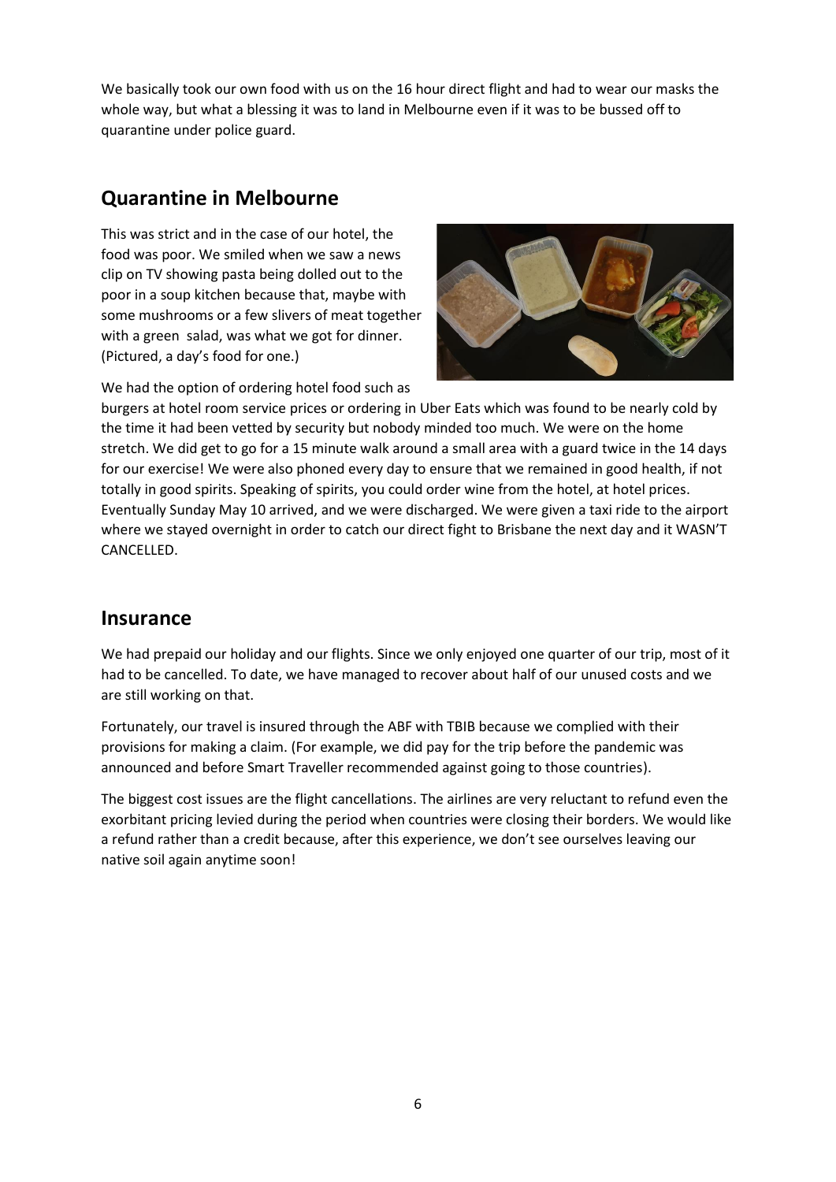We basically took our own food with us on the 16 hour direct flight and had to wear our masks the whole way, but what a blessing it was to land in Melbourne even if it was to be bussed off to quarantine under police guard.

## Quarantine in Melbourne

This was strict and in the case of our hotel, the food was poor. We smiled when we saw a news clip on TV showing pasta being dolled out to the poor in a soup kitchen because that, maybe with some mushrooms or a few slivers of meat together with a green salad, was what we got for dinner. (Pictured, a day's food for one.)

We had the option of ordering hotel food such as burgers at hotel room service prices or ordering in Uber Eats which was found to be nearly cold by the time it had been vetted by security but nobody minded too much. We were on the home stretch. We did get to go for a 15 minute walk around a small area with a guard twice in the 14 days for our exercise! We were also phoned every day to ensure that we remained in good health, if not totally in good spirits. Speaking of spirits, you could order wine from the hotel, at hotel prices. Eventually Sunday May 10 arrived, and we were discharged. We were given a taxi ride to the airport where we stayed overnight in order to catch our direct fight to Brisbane the next day and it WASN'T CANCELLED.

## Insurance

We had prepaid our holiday and our flights. Since we only enjoyed one quarter of our trip, most of it had to be cancelled. To date, we have managed to recover about half of our unused costs and we are still working on that.

Fortunately, our travel is insured through the ABF with TBIB because we complied with their provisions for making a claim. (For example, we did pay for the trip before the pandemic was announced and before Smart Traveller recommended against going to those countries).

The biggest cost issues are the flight cancellations. The airlines are very reluctant to refund even the exorbitant pricing levied during the period when countries were closing their borders. We would like a refund rather than a credit because, after this experience, we don't see ourselves leaving our native soil again anytime soon!